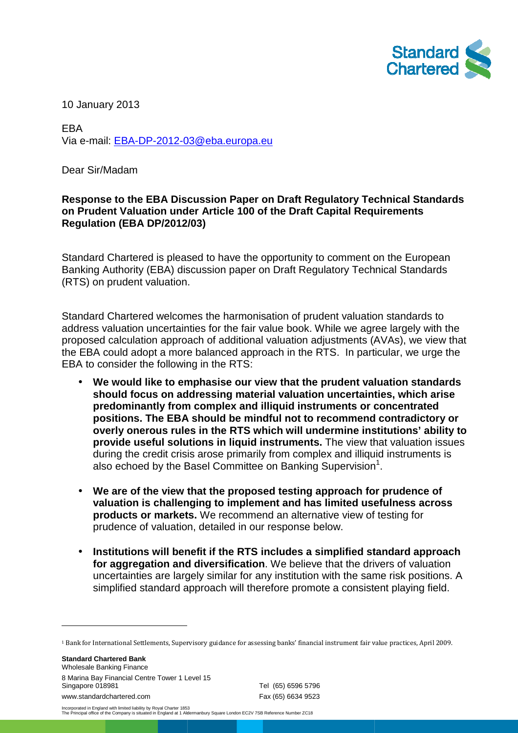10 January 2013

EBA
Via e-mail: EBA-DP-2012-03@eba.europa.eu

Dear Sir/Madam

**Response to the EBA Discussion Paper on Draft Regulatory Technical Standards on Prudent Valuation under Article 100 of the Draft Capital Requirements Regulation (EBA DP/2012/03)**

Standard Chartered is pleased to have the opportunity to comment on the European Banking Authority (EBA) discussion paper on Draft Regulatory Technical Standards (RTS) on prudent valuation.

Standard Chartered welcomes the harmonisation of prudent valuation standards to address valuation uncertainties for the fair value book. While we agree largely with the proposed calculation approach of additional valuation adjustments (AVAs), we view that the EBA could adopt a more balanced approach in the RTS. In particular, we urge the EBA to consider the following in the RTS:

- **We would like to emphasise our view that the prudent valuation standards should focus on addressing material valuation uncertainties, which arise predominantly from complex and illiquid instruments or concentrated positions. The EBA should be mindful not to recommend contradictory or overly onerous rules in the RTS which will undermine institutions' ability to provide useful solutions in liquid instruments.** The view that valuation issues during the credit crisis arose primarily from complex and illiquid instruments is also echoed by the Basel Committee on Banking Supervision[1].
- **We are of the view that the proposed testing approach for prudence of valuation is challenging to implement and has limited usefulness across products or markets.** We recommend an alternative view of testing for prudence of valuation, detailed in our response below.
- **Institutions will benefit if the RTS includes a simplified standard approach for aggregation and diversification**. We believe that the drivers of valuation uncertainties are largely similar for any institution with the same risk positions. A simplified standard approach will therefore promote a consistent playing field.

[1] Bank for International Settlements, Supervisory guidance for assessing banks' financial instrument fair value practices, April 2009.

**Standard Chartered Bank**
Wholesale Banking Finance
8 Marina Bay Financial Centre Tower 1 Level 15
Singapore 018981
www.standardchartered.com

Tel (65) 6596 5796
Fax (65) 6634 9523

Incorporated in England with limited liability by Royal Charter 1853
The Principal office of the Company is situated in England at 1 Aldermanbury Square London EC2V 7SB Reference Number ZC18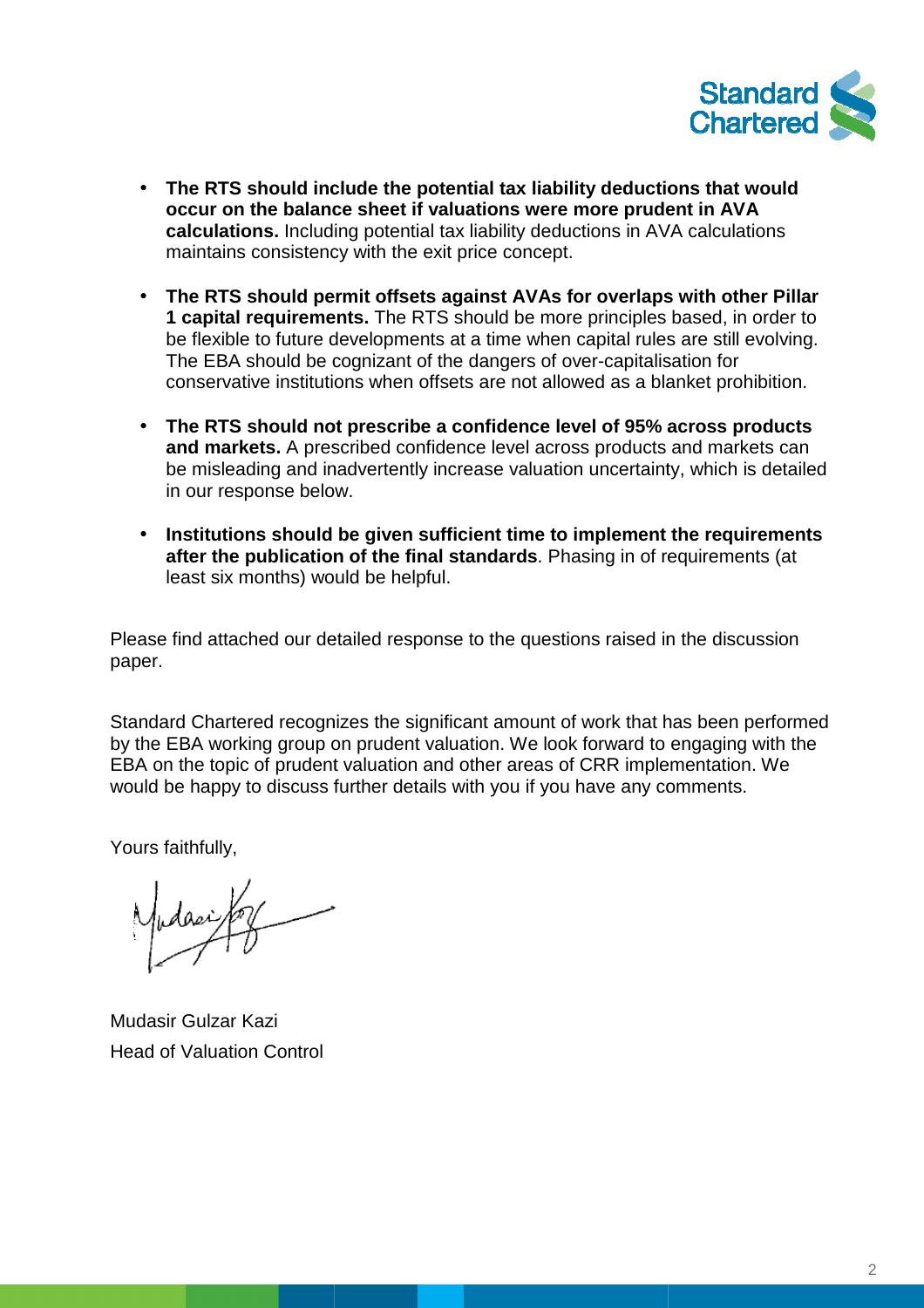- **The RTS should include the potential tax liability deductions that would occur on the balance sheet if valuations were more prudent in AVA calculations.** Including potential tax liability deductions in AVA calculations maintains consistency with the exit price concept.

- **The RTS should permit offsets against AVAs for overlaps with other Pillar 1 capital requirements.** The RTS should be more principles based, in order to be flexible to future developments at a time when capital rules are still evolving. The EBA should be cognizant of the dangers of over-capitalisation for conservative institutions when offsets are not allowed as a blanket prohibition.

- **The RTS should not prescribe a confidence level of 95% across products and markets.** A prescribed confidence level across products and markets can be misleading and inadvertently increase valuation uncertainty, which is detailed in our response below.

- **Institutions should be given sufficient time to implement the requirements after the publication of the final standards**. Phasing in of requirements (at least six months) would be helpful.

Please find attached our detailed response to the questions raised in the discussion paper.

Standard Chartered recognizes the significant amount of work that has been performed by the EBA working group on prudent valuation. We look forward to engaging with the EBA on the topic of prudent valuation and other areas of CRR implementation. We would be happy to discuss further details with you if you have any comments.

Yours faithfully,

Mudasir Gulzar Kazi
Head of Valuation Control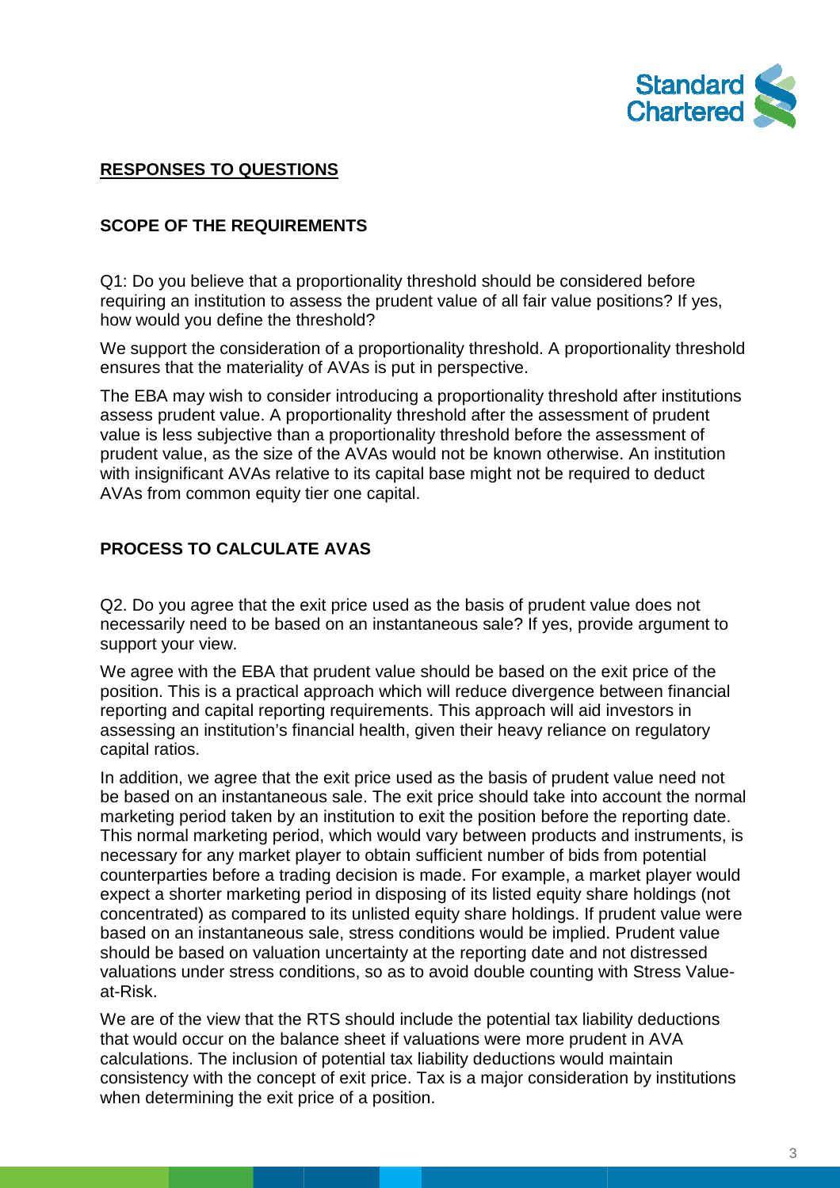## RESPONSES TO QUESTIONS

### SCOPE OF THE REQUIREMENTS

Q1: Do you believe that a proportionality threshold should be considered before requiring an institution to assess the prudent value of all fair value positions? If yes, how would you define the threshold?

We support the consideration of a proportionality threshold. A proportionality threshold ensures that the materiality of AVAs is put in perspective.

The EBA may wish to consider introducing a proportionality threshold after institutions assess prudent value. A proportionality threshold after the assessment of prudent value is less subjective than a proportionality threshold before the assessment of prudent value, as the size of the AVAs would not be known otherwise. An institution with insignificant AVAs relative to its capital base might not be required to deduct AVAs from common equity tier one capital.

### PROCESS TO CALCULATE AVAS

Q2. Do you agree that the exit price used as the basis of prudent value does not necessarily need to be based on an instantaneous sale? If yes, provide argument to support your view.

We agree with the EBA that prudent value should be based on the exit price of the position. This is a practical approach which will reduce divergence between financial reporting and capital reporting requirements. This approach will aid investors in assessing an institution's financial health, given their heavy reliance on regulatory capital ratios.

In addition, we agree that the exit price used as the basis of prudent value need not be based on an instantaneous sale. The exit price should take into account the normal marketing period taken by an institution to exit the position before the reporting date. This normal marketing period, which would vary between products and instruments, is necessary for any market player to obtain sufficient number of bids from potential counterparties before a trading decision is made. For example, a market player would expect a shorter marketing period in disposing of its listed equity share holdings (not concentrated) as compared to its unlisted equity share holdings. If prudent value were based on an instantaneous sale, stress conditions would be implied. Prudent value should be based on valuation uncertainty at the reporting date and not distressed valuations under stress conditions, so as to avoid double counting with Stress Value-at-Risk.

We are of the view that the RTS should include the potential tax liability deductions that would occur on the balance sheet if valuations were more prudent in AVA calculations. The inclusion of potential tax liability deductions would maintain consistency with the concept of exit price. Tax is a major consideration by institutions when determining the exit price of a position.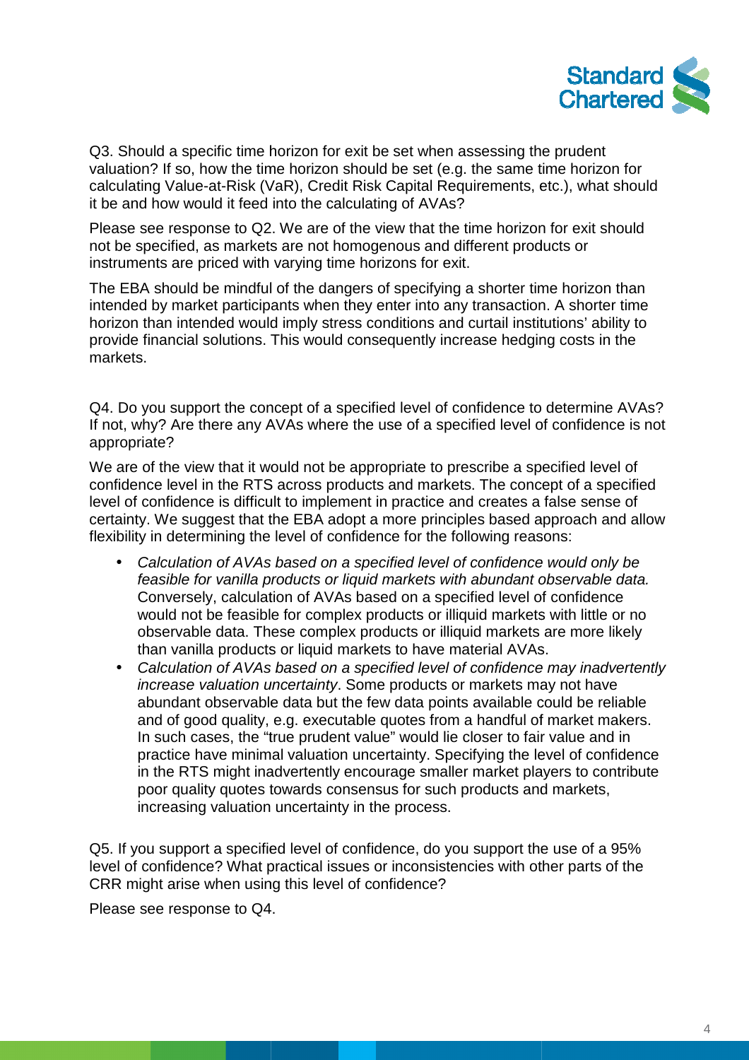Q3. Should a specific time horizon for exit be set when assessing the prudent valuation? If so, how the time horizon should be set (e.g. the same time horizon for calculating Value-at-Risk (VaR), Credit Risk Capital Requirements, etc.), what should it be and how would it feed into the calculating of AVAs?

Please see response to Q2. We are of the view that the time horizon for exit should not be specified, as markets are not homogenous and different products or instruments are priced with varying time horizons for exit.

The EBA should be mindful of the dangers of specifying a shorter time horizon than intended by market participants when they enter into any transaction. A shorter time horizon than intended would imply stress conditions and curtail institutions' ability to provide financial solutions. This would consequently increase hedging costs in the markets.

Q4. Do you support the concept of a specified level of confidence to determine AVAs? If not, why? Are there any AVAs where the use of a specified level of confidence is not appropriate?

We are of the view that it would not be appropriate to prescribe a specified level of confidence level in the RTS across products and markets. The concept of a specified level of confidence is difficult to implement in practice and creates a false sense of certainty. We suggest that the EBA adopt a more principles based approach and allow flexibility in determining the level of confidence for the following reasons:

- *Calculation of AVAs based on a specified level of confidence would only be feasible for vanilla products or liquid markets with abundant observable data.* Conversely, calculation of AVAs based on a specified level of confidence would not be feasible for complex products or illiquid markets with little or no observable data. These complex products or illiquid markets are more likely than vanilla products or liquid markets to have material AVAs.
- *Calculation of AVAs based on a specified level of confidence may inadvertently increase valuation uncertainty*. Some products or markets may not have abundant observable data but the few data points available could be reliable and of good quality, e.g. executable quotes from a handful of market makers. In such cases, the "true prudent value" would lie closer to fair value and in practice have minimal valuation uncertainty. Specifying the level of confidence in the RTS might inadvertently encourage smaller market players to contribute poor quality quotes towards consensus for such products and markets, increasing valuation uncertainty in the process.

Q5. If you support a specified level of confidence, do you support the use of a 95% level of confidence? What practical issues or inconsistencies with other parts of the CRR might arise when using this level of confidence?

Please see response to Q4.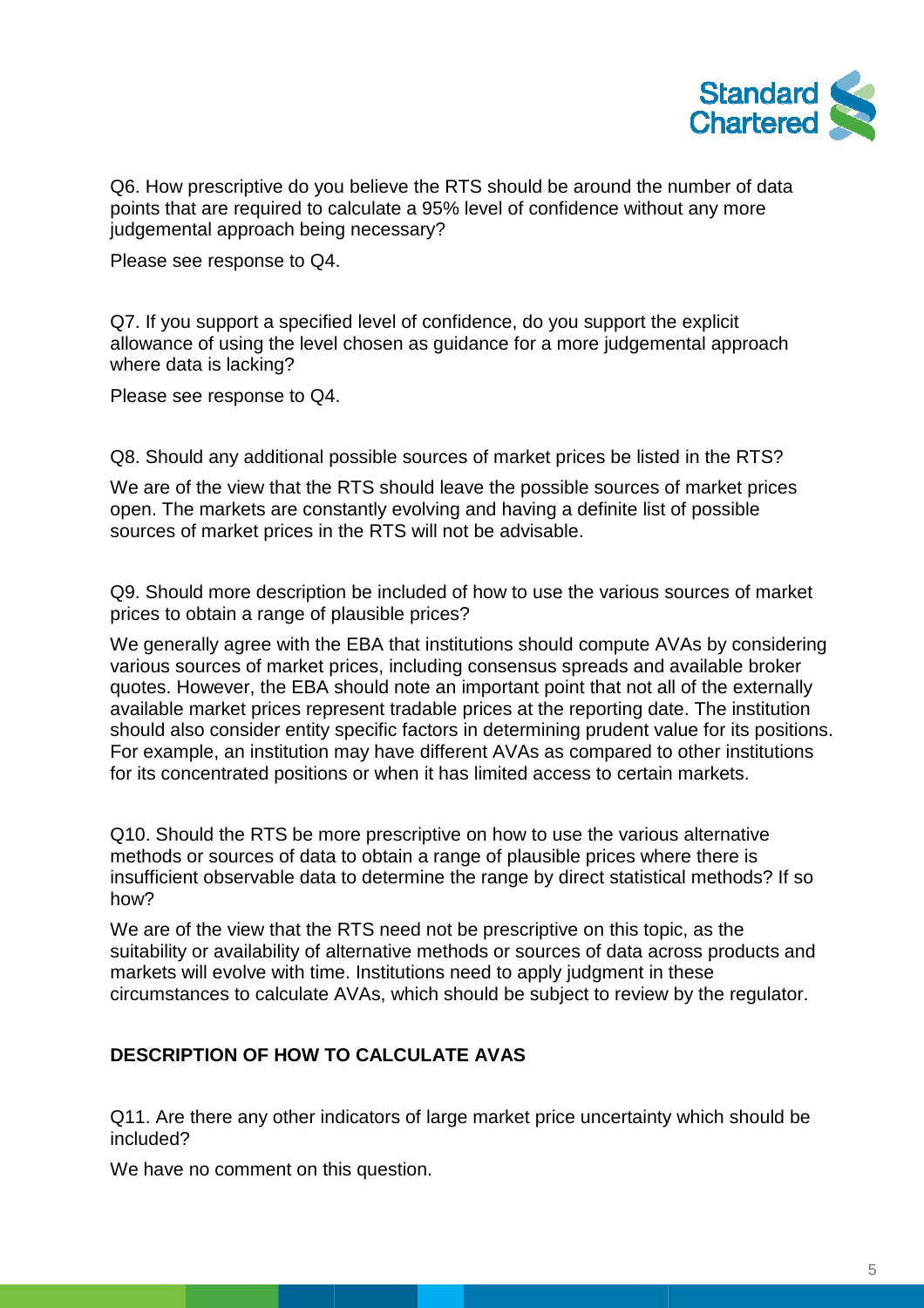Q6. How prescriptive do you believe the RTS should be around the number of data points that are required to calculate a 95% level of confidence without any more judgemental approach being necessary?

Please see response to Q4.

Q7. If you support a specified level of confidence, do you support the explicit allowance of using the level chosen as guidance for a more judgemental approach where data is lacking?

Please see response to Q4.

Q8. Should any additional possible sources of market prices be listed in the RTS?

We are of the view that the RTS should leave the possible sources of market prices open. The markets are constantly evolving and having a definite list of possible sources of market prices in the RTS will not be advisable.

Q9. Should more description be included of how to use the various sources of market prices to obtain a range of plausible prices?

We generally agree with the EBA that institutions should compute AVAs by considering various sources of market prices, including consensus spreads and available broker quotes. However, the EBA should note an important point that not all of the externally available market prices represent tradable prices at the reporting date. The institution should also consider entity specific factors in determining prudent value for its positions. For example, an institution may have different AVAs as compared to other institutions for its concentrated positions or when it has limited access to certain markets.

Q10. Should the RTS be more prescriptive on how to use the various alternative methods or sources of data to obtain a range of plausible prices where there is insufficient observable data to determine the range by direct statistical methods? If so how?

We are of the view that the RTS need not be prescriptive on this topic, as the suitability or availability of alternative methods or sources of data across products and markets will evolve with time. Institutions need to apply judgment in these circumstances to calculate AVAs, which should be subject to review by the regulator.

## DESCRIPTION OF HOW TO CALCULATE AVAS

Q11. Are there any other indicators of large market price uncertainty which should be included?

We have no comment on this question.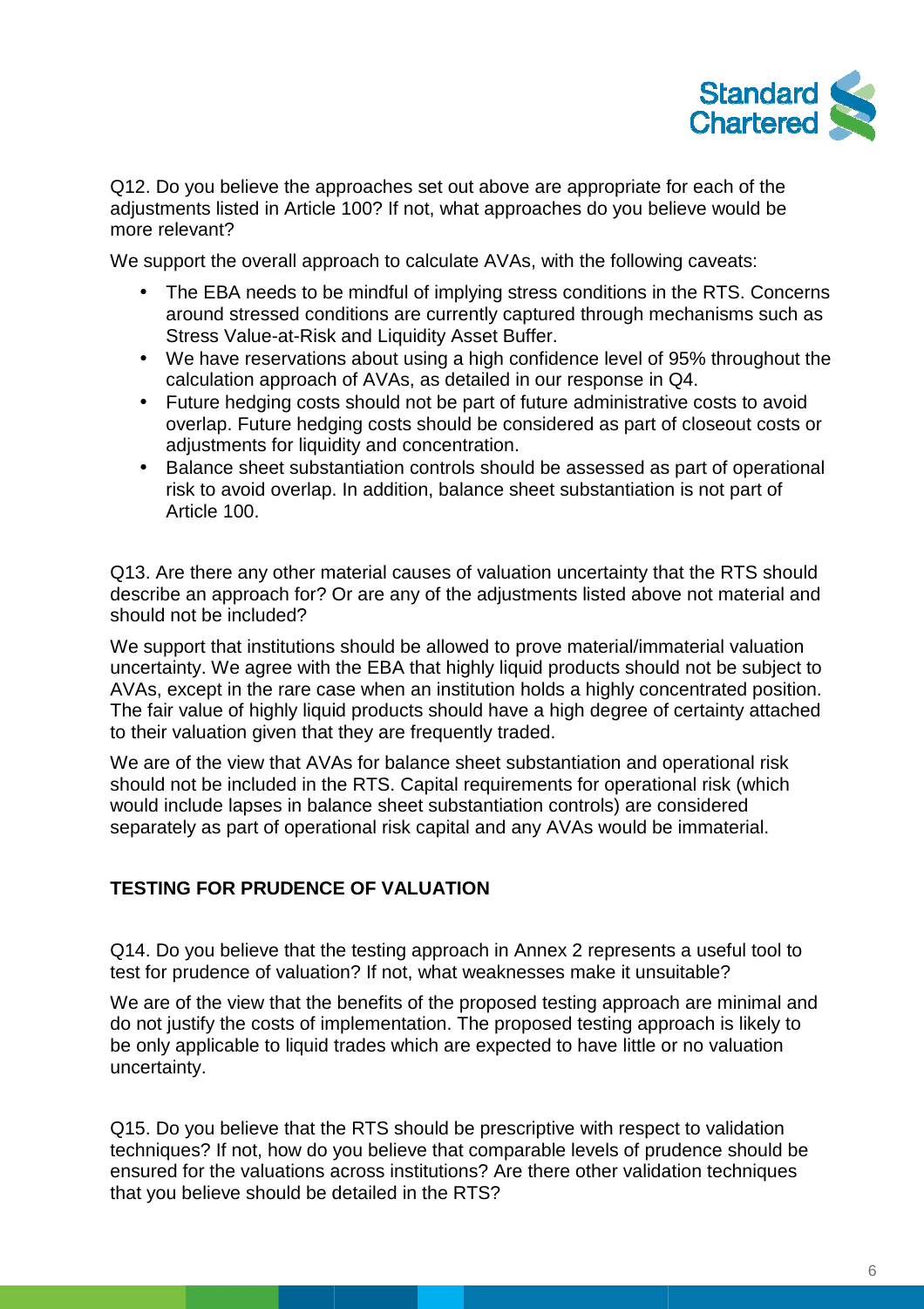Q12. Do you believe the approaches set out above are appropriate for each of the adjustments listed in Article 100? If not, what approaches do you believe would be more relevant?

We support the overall approach to calculate AVAs, with the following caveats:

- The EBA needs to be mindful of implying stress conditions in the RTS. Concerns around stressed conditions are currently captured through mechanisms such as Stress Value-at-Risk and Liquidity Asset Buffer.
- We have reservations about using a high confidence level of 95% throughout the calculation approach of AVAs, as detailed in our response in Q4.
- Future hedging costs should not be part of future administrative costs to avoid overlap. Future hedging costs should be considered as part of closeout costs or adjustments for liquidity and concentration.
- Balance sheet substantiation controls should be assessed as part of operational risk to avoid overlap. In addition, balance sheet substantiation is not part of Article 100.

Q13. Are there any other material causes of valuation uncertainty that the RTS should describe an approach for? Or are any of the adjustments listed above not material and should not be included?

We support that institutions should be allowed to prove material/immaterial valuation uncertainty. We agree with the EBA that highly liquid products should not be subject to AVAs, except in the rare case when an institution holds a highly concentrated position. The fair value of highly liquid products should have a high degree of certainty attached to their valuation given that they are frequently traded.

We are of the view that AVAs for balance sheet substantiation and operational risk should not be included in the RTS. Capital requirements for operational risk (which would include lapses in balance sheet substantiation controls) are considered separately as part of operational risk capital and any AVAs would be immaterial.

## TESTING FOR PRUDENCE OF VALUATION

Q14. Do you believe that the testing approach in Annex 2 represents a useful tool to test for prudence of valuation? If not, what weaknesses make it unsuitable?

We are of the view that the benefits of the proposed testing approach are minimal and do not justify the costs of implementation. The proposed testing approach is likely to be only applicable to liquid trades which are expected to have little or no valuation uncertainty.

Q15. Do you believe that the RTS should be prescriptive with respect to validation techniques? If not, how do you believe that comparable levels of prudence should be ensured for the valuations across institutions? Are there other validation techniques that you believe should be detailed in the RTS?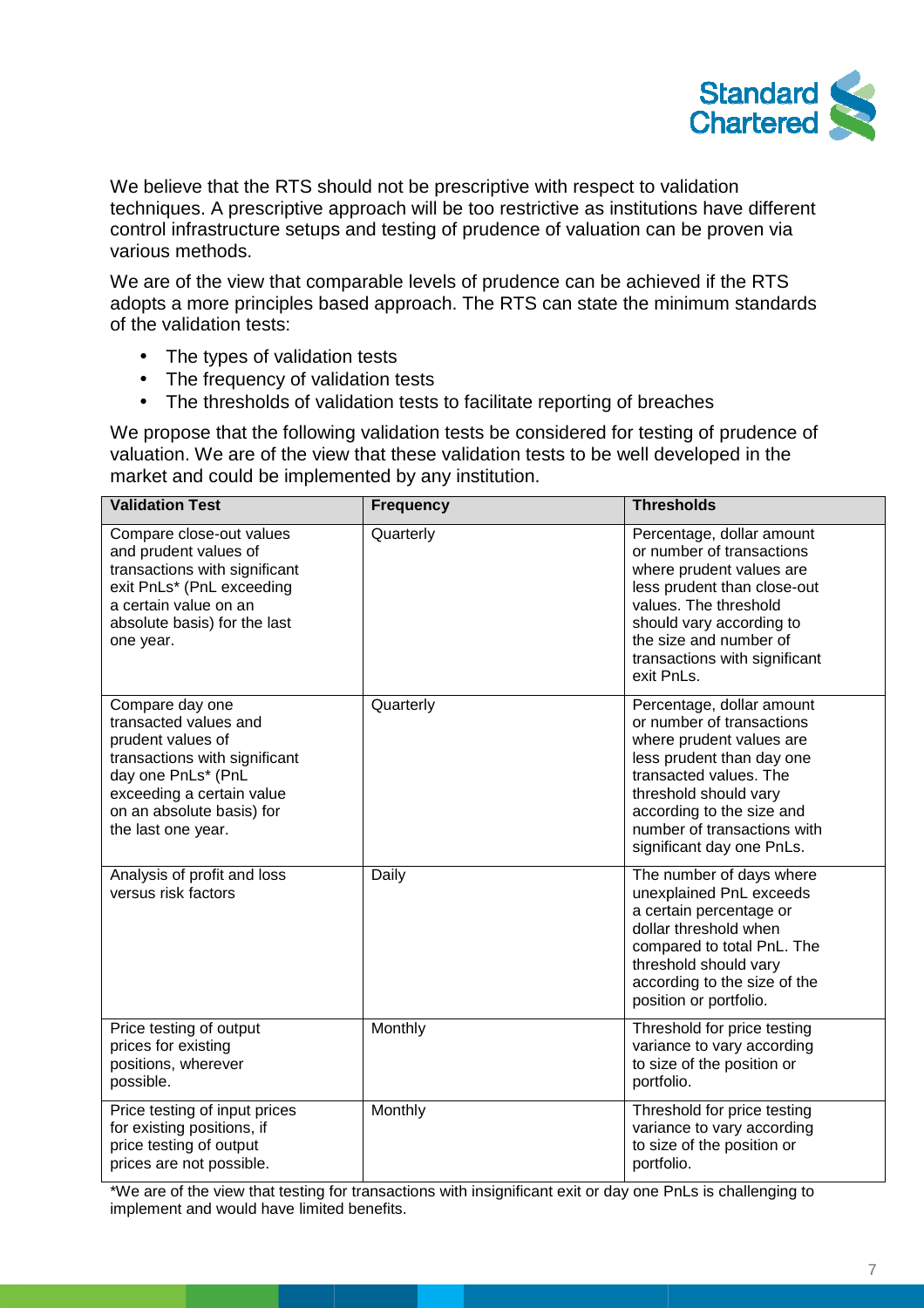We believe that the RTS should not be prescriptive with respect to validation techniques. A prescriptive approach will be too restrictive as institutions have different control infrastructure setups and testing of prudence of valuation can be proven via various methods.

We are of the view that comparable levels of prudence can be achieved if the RTS adopts a more principles based approach. The RTS can state the minimum standards of the validation tests:

- The types of validation tests
- The frequency of validation tests
- The thresholds of validation tests to facilitate reporting of breaches

We propose that the following validation tests be considered for testing of prudence of valuation. We are of the view that these validation tests to be well developed in the market and could be implemented by any institution.

| Validation Test | Frequency | Thresholds |
|---|---|---|
| Compare close-out values and prudent values of transactions with significant exit PnLs* (PnL exceeding a certain value on an absolute basis) for the last one year. | Quarterly | Percentage, dollar amount or number of transactions where prudent values are less prudent than close-out values. The threshold should vary according to the size and number of transactions with significant exit PnLs. |
| Compare day one transacted values and prudent values of transactions with significant day one PnLs* (PnL exceeding a certain value on an absolute basis) for the last one year. | Quarterly | Percentage, dollar amount or number of transactions where prudent values are less prudent than day one transacted values. The threshold should vary according to the size and number of transactions with significant day one PnLs. |
| Analysis of profit and loss versus risk factors | Daily | The number of days where unexplained PnL exceeds a certain percentage or dollar threshold when compared to total PnL. The threshold should vary according to the size of the position or portfolio. |
| Price testing of output prices for existing positions, wherever possible. | Monthly | Threshold for price testing variance to vary according to size of the position or portfolio. |
| Price testing of input prices for existing positions, if price testing of output prices are not possible. | Monthly | Threshold for price testing variance to vary according to size of the position or portfolio. |

*We are of the view that testing for transactions with insignificant exit or day one PnLs is challenging to implement and would have limited benefits.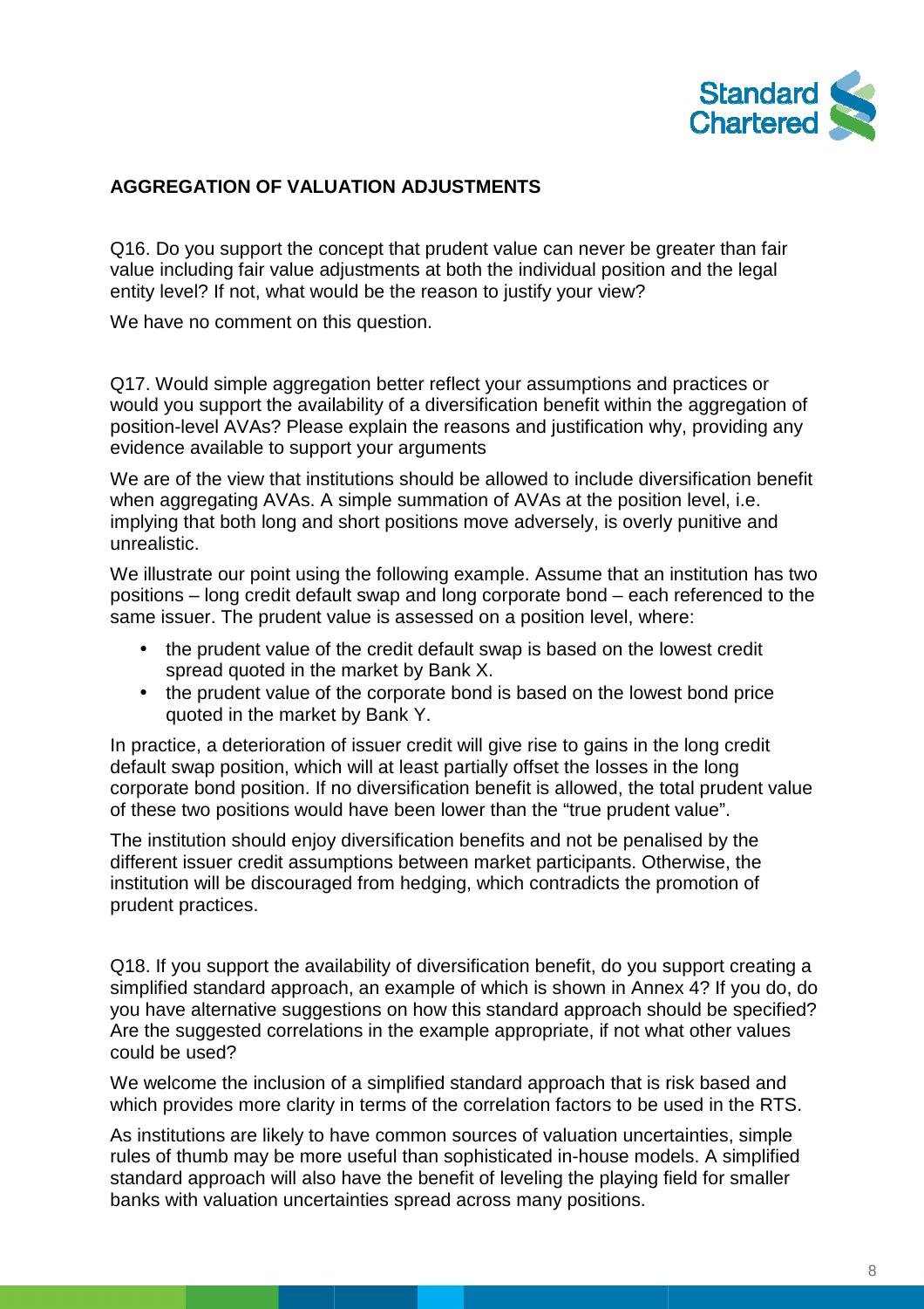## AGGREGATION OF VALUATION ADJUSTMENTS

Q16. Do you support the concept that prudent value can never be greater than fair value including fair value adjustments at both the individual position and the legal entity level? If not, what would be the reason to justify your view?

We have no comment on this question.

Q17. Would simple aggregation better reflect your assumptions and practices or would you support the availability of a diversification benefit within the aggregation of position-level AVAs? Please explain the reasons and justification why, providing any evidence available to support your arguments

We are of the view that institutions should be allowed to include diversification benefit when aggregating AVAs. A simple summation of AVAs at the position level, i.e. implying that both long and short positions move adversely, is overly punitive and unrealistic.

We illustrate our point using the following example. Assume that an institution has two positions – long credit default swap and long corporate bond – each referenced to the same issuer. The prudent value is assessed on a position level, where:

- the prudent value of the credit default swap is based on the lowest credit spread quoted in the market by Bank X.
- the prudent value of the corporate bond is based on the lowest bond price quoted in the market by Bank Y.

In practice, a deterioration of issuer credit will give rise to gains in the long credit default swap position, which will at least partially offset the losses in the long corporate bond position. If no diversification benefit is allowed, the total prudent value of these two positions would have been lower than the "true prudent value".

The institution should enjoy diversification benefits and not be penalised by the different issuer credit assumptions between market participants. Otherwise, the institution will be discouraged from hedging, which contradicts the promotion of prudent practices.

Q18. If you support the availability of diversification benefit, do you support creating a simplified standard approach, an example of which is shown in Annex 4? If you do, do you have alternative suggestions on how this standard approach should be specified? Are the suggested correlations in the example appropriate, if not what other values could be used?

We welcome the inclusion of a simplified standard approach that is risk based and which provides more clarity in terms of the correlation factors to be used in the RTS.

As institutions are likely to have common sources of valuation uncertainties, simple rules of thumb may be more useful than sophisticated in-house models. A simplified standard approach will also have the benefit of leveling the playing field for smaller banks with valuation uncertainties spread across many positions.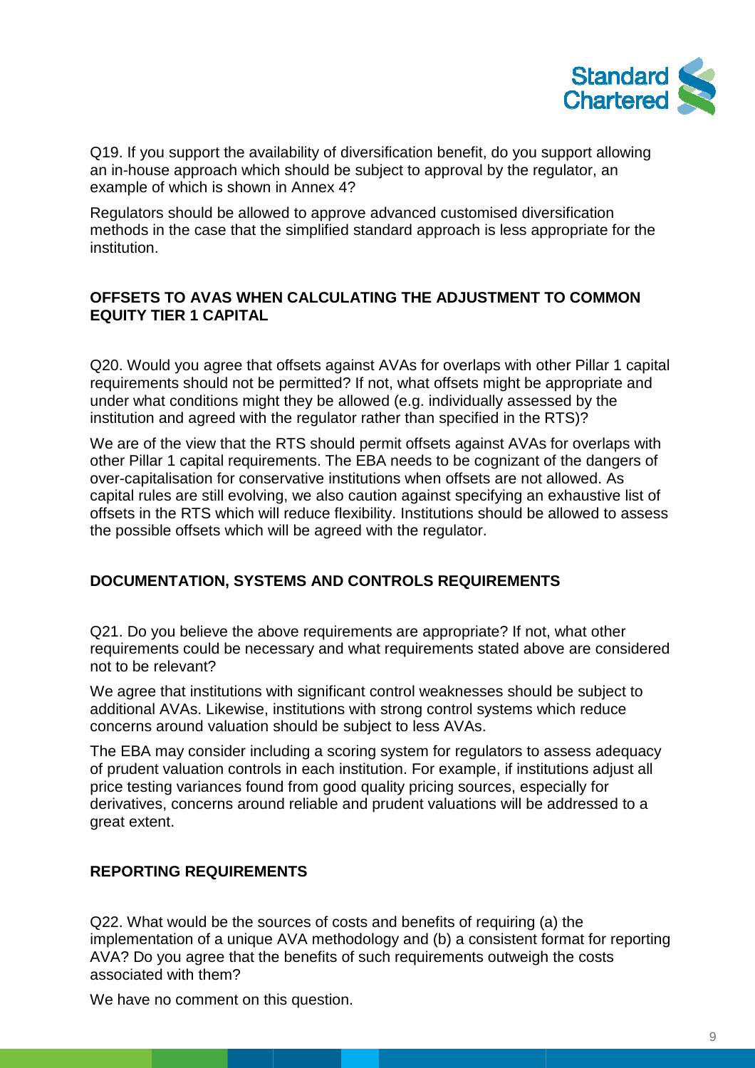Q19. If you support the availability of diversification benefit, do you support allowing an in-house approach which should be subject to approval by the regulator, an example of which is shown in Annex 4?

Regulators should be allowed to approve advanced customised diversification methods in the case that the simplified standard approach is less appropriate for the institution.

## OFFSETS TO AVAS WHEN CALCULATING THE ADJUSTMENT TO COMMON EQUITY TIER 1 CAPITAL

Q20. Would you agree that offsets against AVAs for overlaps with other Pillar 1 capital requirements should not be permitted? If not, what offsets might be appropriate and under what conditions might they be allowed (e.g. individually assessed by the institution and agreed with the regulator rather than specified in the RTS)?

We are of the view that the RTS should permit offsets against AVAs for overlaps with other Pillar 1 capital requirements. The EBA needs to be cognizant of the dangers of over-capitalisation for conservative institutions when offsets are not allowed. As capital rules are still evolving, we also caution against specifying an exhaustive list of offsets in the RTS which will reduce flexibility. Institutions should be allowed to assess the possible offsets which will be agreed with the regulator.

## DOCUMENTATION, SYSTEMS AND CONTROLS REQUIREMENTS

Q21. Do you believe the above requirements are appropriate? If not, what other requirements could be necessary and what requirements stated above are considered not to be relevant?

We agree that institutions with significant control weaknesses should be subject to additional AVAs. Likewise, institutions with strong control systems which reduce concerns around valuation should be subject to less AVAs.

The EBA may consider including a scoring system for regulators to assess adequacy of prudent valuation controls in each institution. For example, if institutions adjust all price testing variances found from good quality pricing sources, especially for derivatives, concerns around reliable and prudent valuations will be addressed to a great extent.

## REPORTING REQUIREMENTS

Q22. What would be the sources of costs and benefits of requiring (a) the implementation of a unique AVA methodology and (b) a consistent format for reporting AVA? Do you agree that the benefits of such requirements outweigh the costs associated with them?

We have no comment on this question.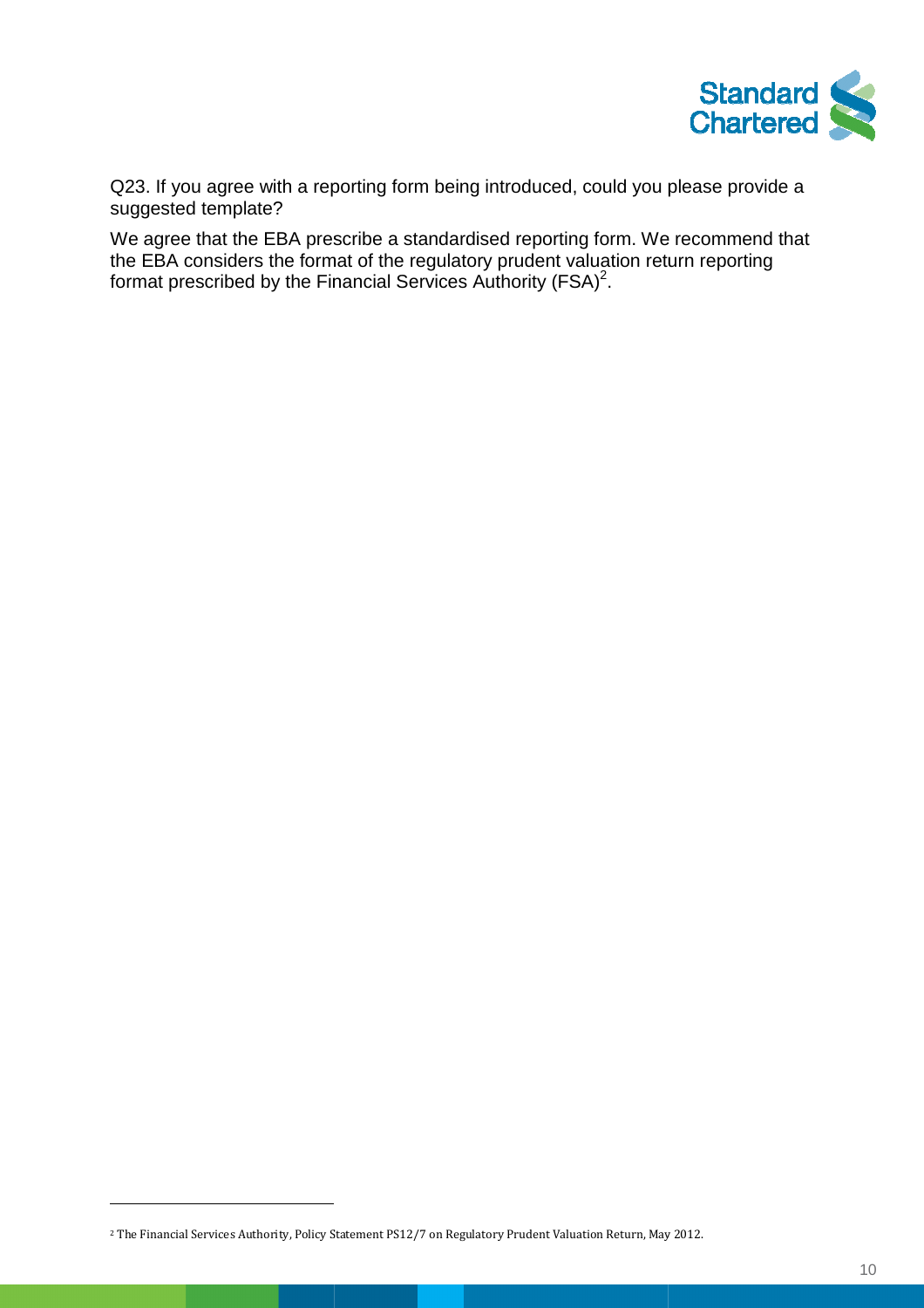Q23. If you agree with a reporting form being introduced, could you please provide a suggested template?

We agree that the EBA prescribe a standardised reporting form. We recommend that the EBA considers the format of the regulatory prudent valuation return reporting format prescribed by the Financial Services Authority (FSA)[2].

[2] The Financial Services Authority, Policy Statement PS12/7 on Regulatory Prudent Valuation Return, May 2012.